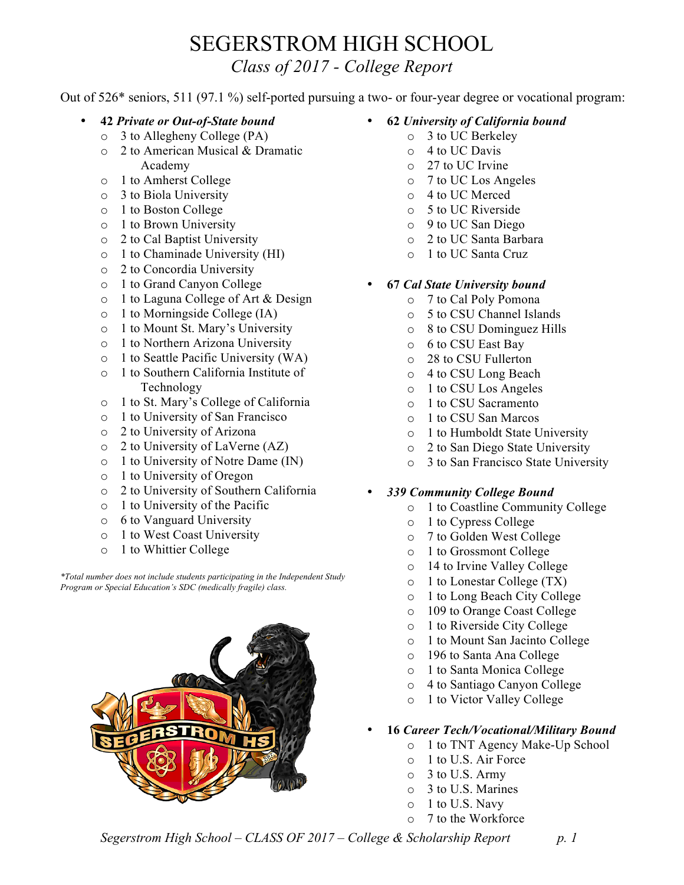# SEGERSTROM HIGH SCHOOL

*Class of 2017 - College Report*

Out of 526* seniors, 511 (97.1 %) self-ported pursuing a two- or four-year degree or vocational program:

- **42** ***Private or Out-of-State bound***
  - 3 to Allegheny College (PA)
  - 2 to American Musical & Dramatic Academy
  - 1 to Amherst College
  - 3 to Biola University
  - 1 to Boston College
  - 1 to Brown University
  - 2 to Cal Baptist University
  - 1 to Chaminade University (HI)
  - 2 to Concordia University
  - 1 to Grand Canyon College
  - 1 to Laguna College of Art & Design
  - 1 to Morningside College (IA)
  - 1 to Mount St. Mary's University
  - 1 to Northern Arizona University
  - 1 to Seattle Pacific University (WA)
  - 1 to Southern California Institute of Technology
  - 1 to St. Mary's College of California
  - 1 to University of San Francisco
  - 2 to University of Arizona
  - 2 to University of LaVerne (AZ)
  - 1 to University of Notre Dame (IN)
  - 1 to University of Oregon
  - 2 to University of Southern California
  - 1 to University of the Pacific
  - 6 to Vanguard University
  - 1 to West Coast University
  - 1 to Whittier College

*\*Total number does not include students participating in the Independent Study Program or Special Education's SDC (medically fragile) class.*

- **62** ***University of California bound***
  - 3 to UC Berkeley
  - 4 to UC Davis
  - 27 to UC Irvine
  - 7 to UC Los Angeles
  - 4 to UC Merced
  - 5 to UC Riverside
  - 9 to UC San Diego
  - 2 to UC Santa Barbara
  - 1 to UC Santa Cruz

- **67** ***Cal State University bound***
  - 7 to Cal Poly Pomona
  - 5 to CSU Channel Islands
  - 8 to CSU Dominguez Hills
  - 6 to CSU East Bay
  - 28 to CSU Fullerton
  - 4 to CSU Long Beach
  - 1 to CSU Los Angeles
  - 1 to CSU Sacramento
  - 1 to CSU San Marcos
  - 1 to Humboldt State University
  - 2 to San Diego State University
  - 3 to San Francisco State University

- ***339 Community College Bound***
  - 1 to Coastline Community College
  - 1 to Cypress College
  - 7 to Golden West College
  - 1 to Grossmont College
  - 14 to Irvine Valley College
  - 1 to Lonestar College (TX)
  - 1 to Long Beach City College
  - 109 to Orange Coast College
  - 1 to Riverside City College
  - 1 to Mount San Jacinto College
  - 196 to Santa Ana College
  - 1 to Santa Monica College
  - 4 to Santiago Canyon College
  - 1 to Victor Valley College

- **16** ***Career Tech/Vocational/Military Bound***
  - 1 to TNT Agency Make-Up School
  - 1 to U.S. Air Force
  - 3 to U.S. Army
  - 3 to U.S. Marines
  - 1 to U.S. Navy
  - 7 to the Workforce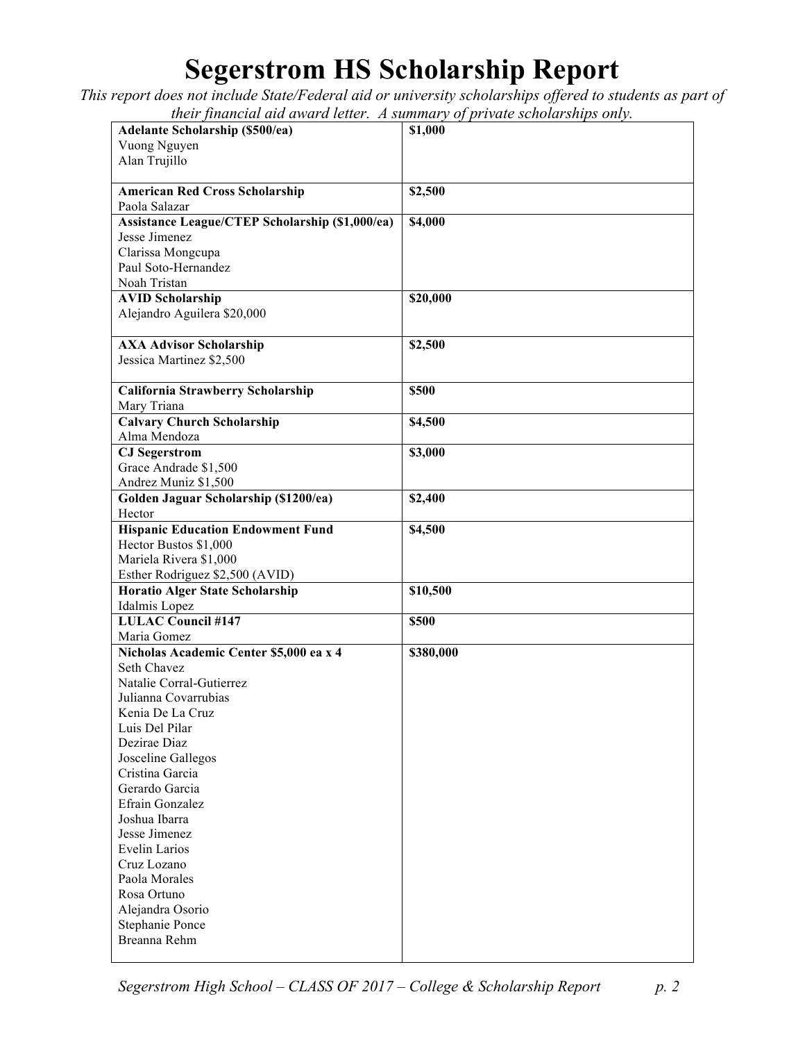# Segerstrom HS Scholarship Report

*This report does not include State/Federal aid or university scholarships offered to students as part of their financial aid award letter. A summary of private scholarships only.*

| Scholarship | Amount |
|---|---|
| **Adelante Scholarship ($500/ea)**<br>Vuong Nguyen<br>Alan Trujillo | **$1,000** |
| **American Red Cross Scholarship**<br>Paola Salazar | **$2,500** |
| **Assistance League/CTEP Scholarship ($1,000/ea)**<br>Jesse Jimenez<br>Clarissa Mongcupa<br>Paul Soto-Hernandez<br>Noah Tristan | **$4,000** |
| **AVID Scholarship**<br>Alejandro Aguilera $20,000 | **$20,000** |
| **AXA Advisor Scholarship**<br>Jessica Martinez $2,500 | **$2,500** |
| **California Strawberry Scholarship**<br>Mary Triana | **$500** |
| **Calvary Church Scholarship**<br>Alma Mendoza | **$4,500** |
| **CJ Segerstrom**<br>Grace Andrade $1,500<br>Andrez Muniz $1,500 | **$3,000** |
| **Golden Jaguar Scholarship ($1200/ea)**<br>Hector | **$2,400** |
| **Hispanic Education Endowment Fund**<br>Hector Bustos $1,000<br>Mariela Rivera $1,000<br>Esther Rodriguez $2,500 (AVID) | **$4,500** |
| **Horatio Alger State Scholarship**<br>Idalmis Lopez | **$10,500** |
| **LULAC Council #147**<br>Maria Gomez | **$500** |
| **Nicholas Academic Center $5,000 ea x 4**<br>Seth Chavez<br>Natalie Corral-Gutierrez<br>Julianna Covarrubias<br>Kenia De La Cruz<br>Luis Del Pilar<br>Dezirae Diaz<br>Josceline Gallegos<br>Cristina Garcia<br>Gerardo Garcia<br>Efrain Gonzalez<br>Joshua Ibarra<br>Jesse Jimenez<br>Evelin Larios<br>Cruz Lozano<br>Paola Morales<br>Rosa Ortuno<br>Alejandra Osorio<br>Stephanie Ponce<br>Breanna Rehm | **$380,000** |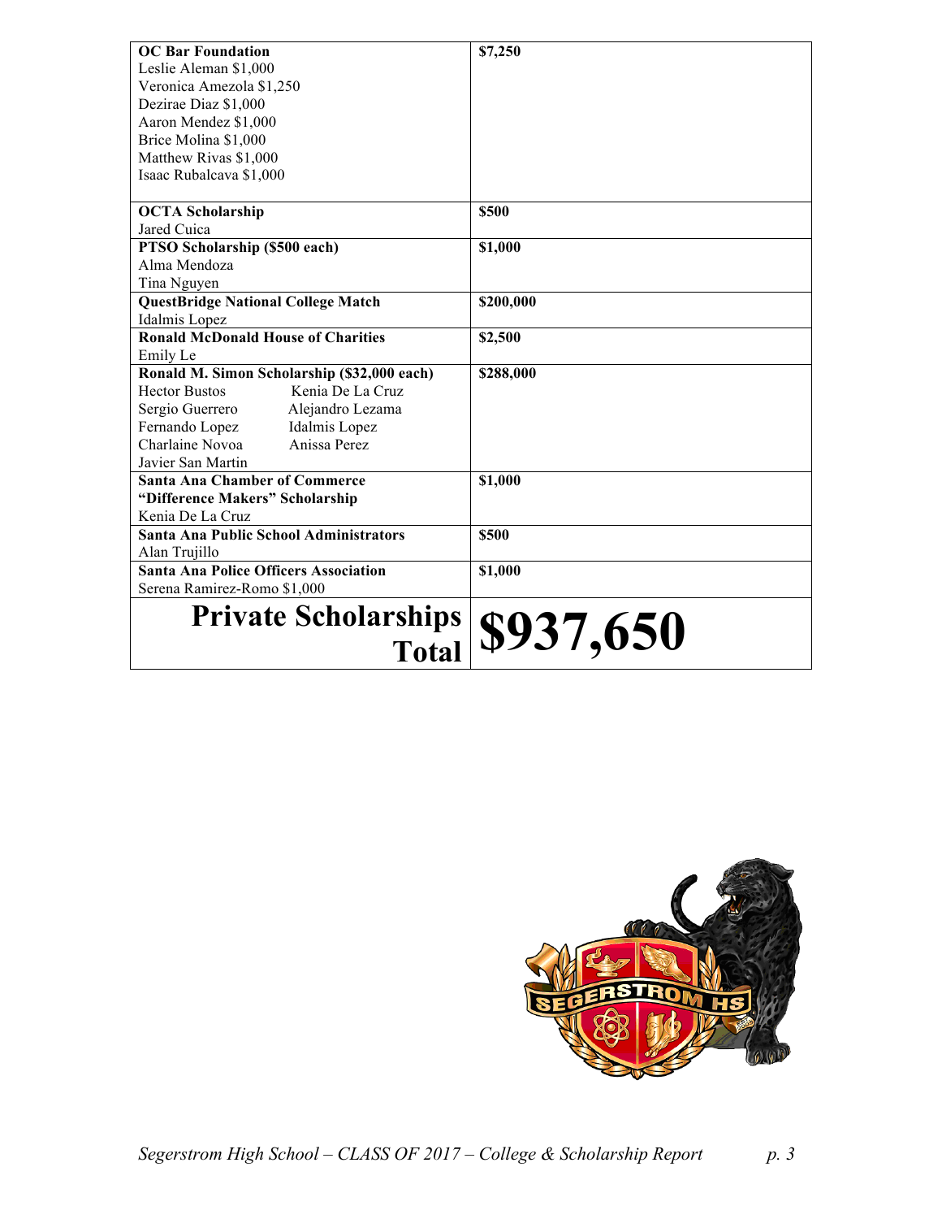| | |
|---|---|
| **OC Bar Foundation**<br>Leslie Aleman $1,000<br>Veronica Amezola $1,250<br>Dezirae Diaz $1,000<br>Aaron Mendez $1,000<br>Brice Molina $1,000<br>Matthew Rivas $1,000<br>Isaac Rubalcava $1,000 | **$7,250** |
| **OCTA Scholarship**<br>Jared Cuica | **$500** |
| **PTSO Scholarship ($500 each)**<br>Alma Mendoza<br>Tina Nguyen | **$1,000** |
| **QuestBridge National College Match**<br>Idalmis Lopez | **$200,000** |
| **Ronald McDonald House of Charities**<br>Emily Le | **$2,500** |
| **Ronald M. Simon Scholarship ($32,000 each)**<br>Hector Bustos, Kenia De La Cruz<br>Sergio Guerrero, Alejandro Lezama<br>Fernando Lopez, Idalmis Lopez<br>Charlaine Novoa, Anissa Perez<br>Javier San Martin | **$288,000** |
| **Santa Ana Chamber of Commerce "Difference Makers" Scholarship**<br>Kenia De La Cruz | **$1,000** |
| **Santa Ana Public School Administrators**<br>Alan Trujillo | **$500** |
| **Santa Ana Police Officers Association**<br>Serena Ramirez-Romo $1,000 | **$1,000** |
| **Private Scholarships Total** | **$937,650** |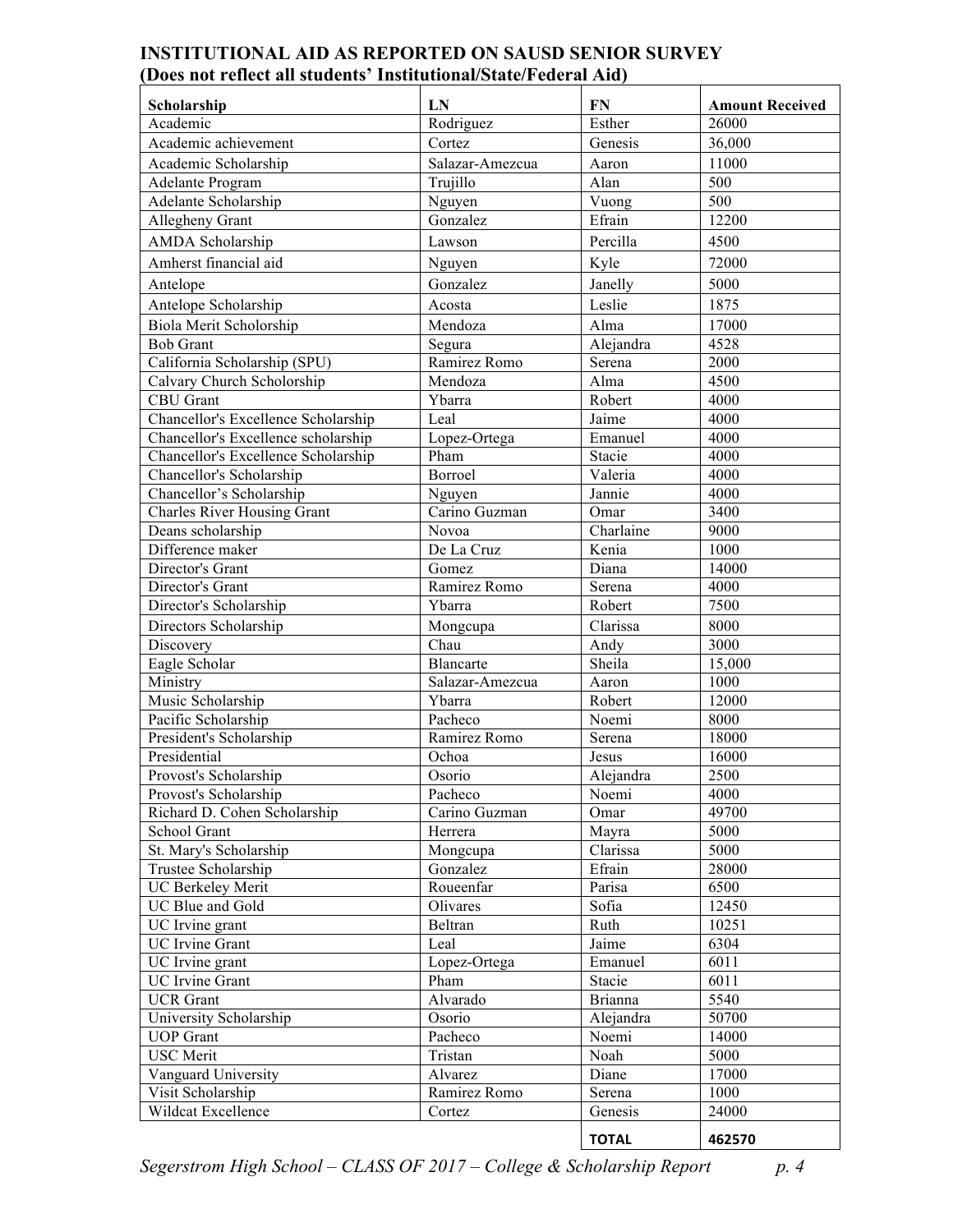## INSTITUTIONAL AID AS REPORTED ON SAUSD SENIOR SURVEY
## (Does not reflect all students' Institutional/State/Federal Aid)

| Scholarship | LN | FN | Amount Received |
|---|---|---|---|
| Academic | Rodriguez | Esther | 26000 |
| Academic achievement | Cortez | Genesis | 36,000 |
| Academic Scholarship | Salazar-Amezcua | Aaron | 11000 |
| Adelante Program | Trujillo | Alan | 500 |
| Adelante Scholarship | Nguyen | Vuong | 500 |
| Allegheny Grant | Gonzalez | Efrain | 12200 |
| AMDA Scholarship | Lawson | Percilla | 4500 |
| Amherst financial aid | Nguyen | Kyle | 72000 |
| Antelope | Gonzalez | Janelly | 5000 |
| Antelope Scholarship | Acosta | Leslie | 1875 |
| Biola Merit Scholorship | Mendoza | Alma | 17000 |
| Bob Grant | Segura | Alejandra | 4528 |
| California Scholarship (SPU) | Ramirez Romo | Serena | 2000 |
| Calvary Church Scholorship | Mendoza | Alma | 4500 |
| CBU Grant | Ybarra | Robert | 4000 |
| Chancellor's Excellence Scholarship | Leal | Jaime | 4000 |
| Chancellor's Excellence scholarship | Lopez-Ortega | Emanuel | 4000 |
| Chancellor's Excellence Scholarship | Pham | Stacie | 4000 |
| Chancellor's Scholarship | Borroel | Valeria | 4000 |
| Chancellor's Scholarship | Nguyen | Jannie | 4000 |
| Charles River Housing Grant | Carino Guzman | Omar | 3400 |
| Deans scholarship | Novoa | Charlaine | 9000 |
| Difference maker | De La Cruz | Kenia | 1000 |
| Director's Grant | Gomez | Diana | 14000 |
| Director's Grant | Ramirez Romo | Serena | 4000 |
| Director's Scholarship | Ybarra | Robert | 7500 |
| Directors Scholarship | Mongcupa | Clarissa | 8000 |
| Discovery | Chau | Andy | 3000 |
| Eagle Scholar | Blancarte | Sheila | 15,000 |
| Ministry | Salazar-Amezcua | Aaron | 1000 |
| Music Scholarship | Ybarra | Robert | 12000 |
| Pacific Scholarship | Pacheco | Noemi | 8000 |
| President's Scholarship | Ramirez Romo | Serena | 18000 |
| Presidential | Ochoa | Jesus | 16000 |
| Provost's Scholarship | Osorio | Alejandra | 2500 |
| Provost's Scholarship | Pacheco | Noemi | 4000 |
| Richard D. Cohen Scholarship | Carino Guzman | Omar | 49700 |
| School Grant | Herrera | Mayra | 5000 |
| St. Mary's Scholarship | Mongcupa | Clarissa | 5000 |
| Trustee Scholarship | Gonzalez | Efrain | 28000 |
| UC Berkeley Merit | Roueenfar | Parisa | 6500 |
| UC Blue and Gold | Olivares | Sofia | 12450 |
| UC Irvine grant | Beltran | Ruth | 10251 |
| UC Irvine Grant | Leal | Jaime | 6304 |
| UC Irvine grant | Lopez-Ortega | Emanuel | 6011 |
| UC Irvine Grant | Pham | Stacie | 6011 |
| UCR Grant | Alvarado | Brianna | 5540 |
| University Scholarship | Osorio | Alejandra | 50700 |
| UOP Grant | Pacheco | Noemi | 14000 |
| USC Merit | Tristan | Noah | 5000 |
| Vanguard University | Alvarez | Diane | 17000 |
| Visit Scholarship | Ramirez Romo | Serena | 1000 |
| Wildcat Excellence | Cortez | Genesis | 24000 |
| | | **TOTAL** | **462570** |